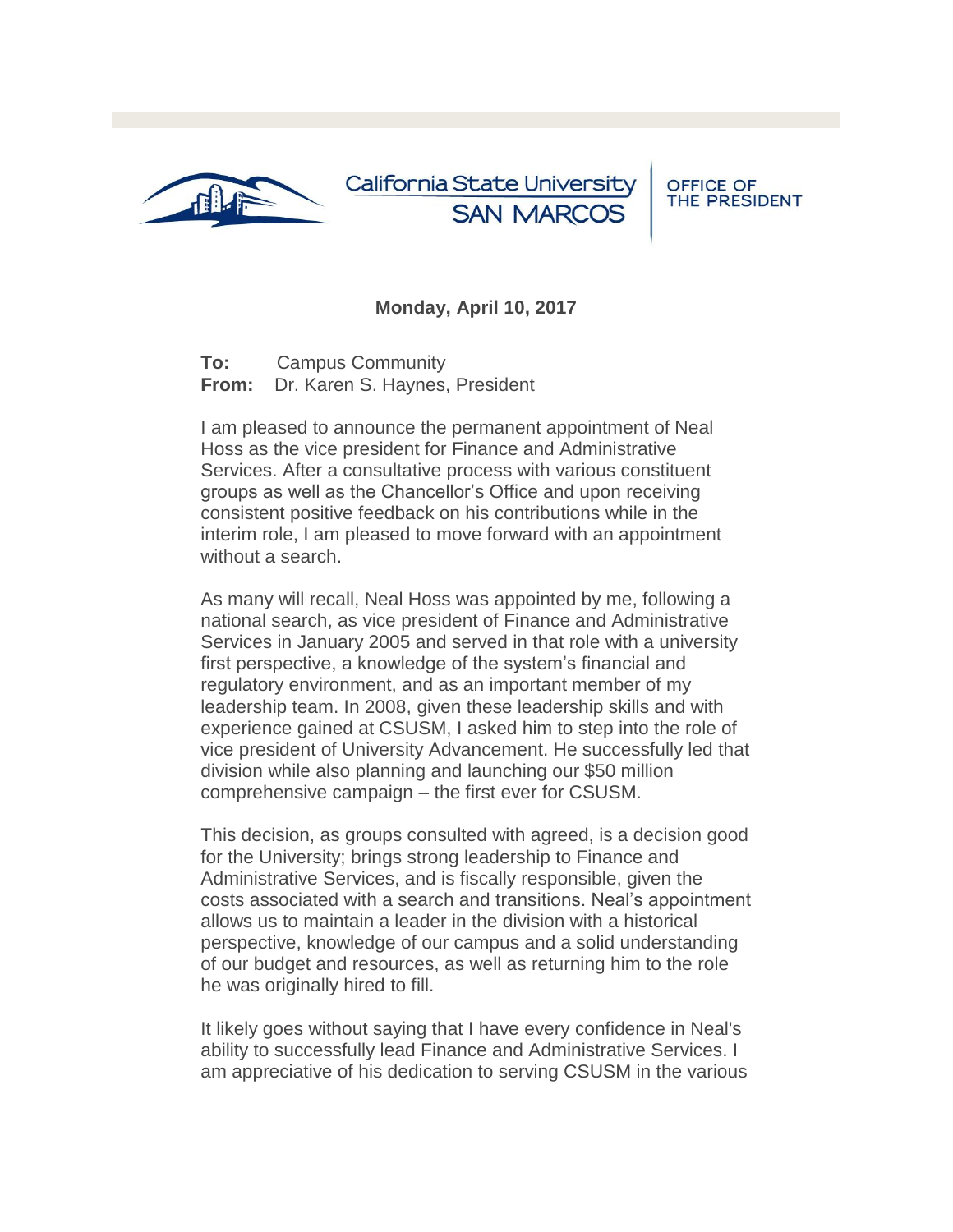California State University SAN MARCOS | OFFICE OF THE PRESIDENT

**Monday, April 10, 2017**

**To:** Campus Community
**From:** Dr. Karen S. Haynes, President

I am pleased to announce the permanent appointment of Neal Hoss as the vice president for Finance and Administrative Services. After a consultative process with various constituent groups as well as the Chancellor's Office and upon receiving consistent positive feedback on his contributions while in the interim role, I am pleased to move forward with an appointment without a search.

As many will recall, Neal Hoss was appointed by me, following a national search, as vice president of Finance and Administrative Services in January 2005 and served in that role with a university first perspective, a knowledge of the system's financial and regulatory environment, and as an important member of my leadership team. In 2008, given these leadership skills and with experience gained at CSUSM, I asked him to step into the role of vice president of University Advancement. He successfully led that division while also planning and launching our $50 million comprehensive campaign – the first ever for CSUSM.

This decision, as groups consulted with agreed, is a decision good for the University; brings strong leadership to Finance and Administrative Services, and is fiscally responsible, given the costs associated with a search and transitions. Neal's appointment allows us to maintain a leader in the division with a historical perspective, knowledge of our campus and a solid understanding of our budget and resources, as well as returning him to the role he was originally hired to fill.

It likely goes without saying that I have every confidence in Neal's ability to successfully lead Finance and Administrative Services. I am appreciative of his dedication to serving CSUSM in the various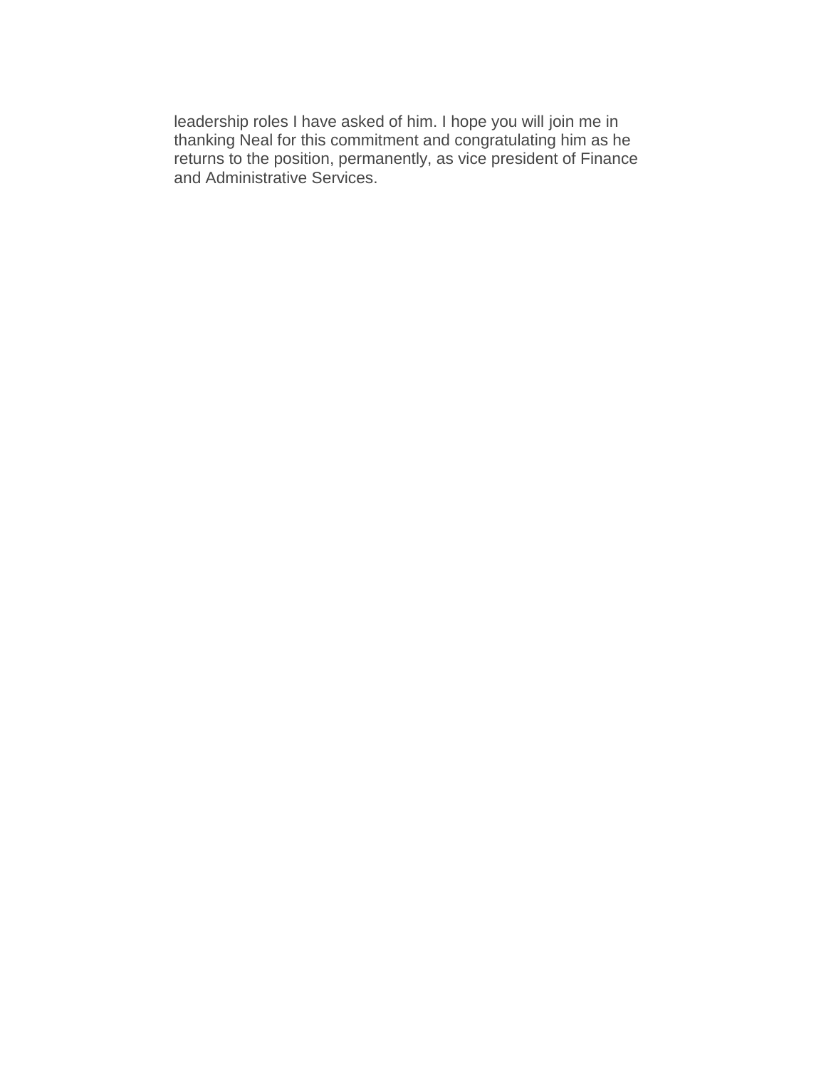leadership roles I have asked of him. I hope you will join me in thanking Neal for this commitment and congratulating him as he returns to the position, permanently, as vice president of Finance and Administrative Services.